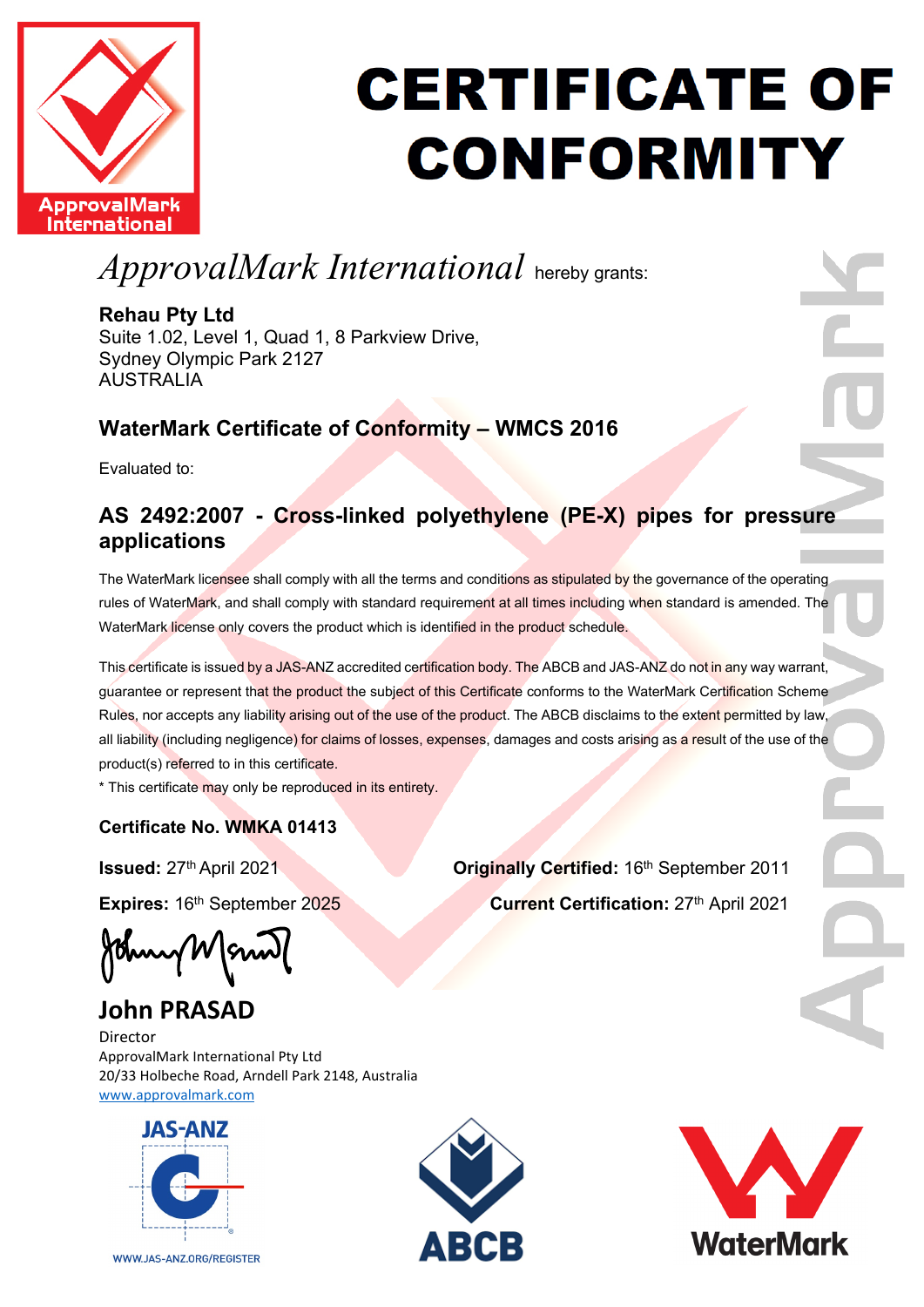# CERTIFICATE OF CONFORMITY

*ApprovalMark International* hereby grants:

**Rehau Pty Ltd**
Suite 1.02, Level 1, Quad 1, 8 Parkview Drive,
Sydney Olympic Park 2127
AUSTRALIA

## WaterMark Certificate of Conformity – WMCS 2016

Evaluated to:

## AS 2492:2007 - Cross-linked polyethylene (PE-X) pipes for pressure applications

The WaterMark licensee shall comply with all the terms and conditions as stipulated by the governance of the operating rules of WaterMark, and shall comply with standard requirement at all times including when standard is amended. The WaterMark license only covers the product which is identified in the product schedule.

This certificate is issued by a JAS-ANZ accredited certification body. The ABCB and JAS-ANZ do not in any way warrant, guarantee or represent that the product the subject of this Certificate conforms to the WaterMark Certification Scheme Rules, nor accepts any liability arising out of the use of the product. The ABCB disclaims to the extent permitted by law, all liability (including negligence) for claims of losses, expenses, damages and costs arising as a result of the use of the product(s) referred to in this certificate.

* This certificate may only be reproduced in its entirety.

**Certificate No. WMKA 01413**

**Issued:** 27th April 2021

**Originally Certified:** 16th September 2011

**Expires:** 16th September 2025

**Current Certification:** 27th April 2021

**John PRASAD**
Director
ApprovalMark International Pty Ltd
20/33 Holbeche Road, Arndell Park 2148, Australia
www.approvalmark.com

WWW.JAS-ANZ.ORG/REGISTER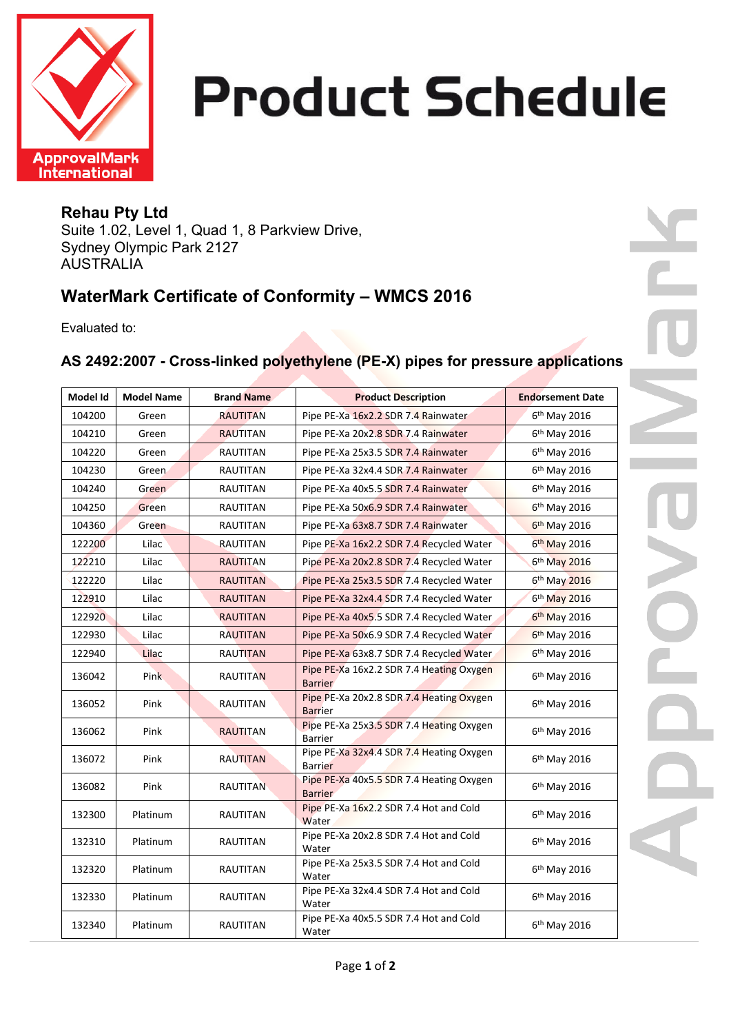# Product Schedule

**Rehau Pty Ltd**
Suite 1.02, Level 1, Quad 1, 8 Parkview Drive,
Sydney Olympic Park 2127
AUSTRALIA

## WaterMark Certificate of Conformity – WMCS 2016

Evaluated to:

### AS 2492:2007 - Cross-linked polyethylene (PE-X) pipes for pressure applications

| Model Id | Model Name | Brand Name | Product Description | Endorsement Date |
|---|---|---|---|---|
| 104200 | Green | RAUTITAN | Pipe PE-Xa 16x2.2 SDR 7.4 Rainwater | 6th May 2016 |
| 104210 | Green | RAUTITAN | Pipe PE-Xa 20x2.8 SDR 7.4 Rainwater | 6th May 2016 |
| 104220 | Green | RAUTITAN | Pipe PE-Xa 25x3.5 SDR 7.4 Rainwater | 6th May 2016 |
| 104230 | Green | RAUTITAN | Pipe PE-Xa 32x4.4 SDR 7.4 Rainwater | 6th May 2016 |
| 104240 | Green | RAUTITAN | Pipe PE-Xa 40x5.5 SDR 7.4 Rainwater | 6th May 2016 |
| 104250 | Green | RAUTITAN | Pipe PE-Xa 50x6.9 SDR 7.4 Rainwater | 6th May 2016 |
| 104360 | Green | RAUTITAN | Pipe PE-Xa 63x8.7 SDR 7.4 Rainwater | 6th May 2016 |
| 122200 | Lilac | RAUTITAN | Pipe PE-Xa 16x2.2 SDR 7.4 Recycled Water | 6th May 2016 |
| 122210 | Lilac | RAUTITAN | Pipe PE-Xa 20x2.8 SDR 7.4 Recycled Water | 6th May 2016 |
| 122220 | Lilac | RAUTITAN | Pipe PE-Xa 25x3.5 SDR 7.4 Recycled Water | 6th May 2016 |
| 122910 | Lilac | RAUTITAN | Pipe PE-Xa 32x4.4 SDR 7.4 Recycled Water | 6th May 2016 |
| 122920 | Lilac | RAUTITAN | Pipe PE-Xa 40x5.5 SDR 7.4 Recycled Water | 6th May 2016 |
| 122930 | Lilac | RAUTITAN | Pipe PE-Xa 50x6.9 SDR 7.4 Recycled Water | 6th May 2016 |
| 122940 | Lilac | RAUTITAN | Pipe PE-Xa 63x8.7 SDR 7.4 Recycled Water | 6th May 2016 |
| 136042 | Pink | RAUTITAN | Pipe PE-Xa 16x2.2 SDR 7.4 Heating Oxygen Barrier | 6th May 2016 |
| 136052 | Pink | RAUTITAN | Pipe PE-Xa 20x2.8 SDR 7.4 Heating Oxygen Barrier | 6th May 2016 |
| 136062 | Pink | RAUTITAN | Pipe PE-Xa 25x3.5 SDR 7.4 Heating Oxygen Barrier | 6th May 2016 |
| 136072 | Pink | RAUTITAN | Pipe PE-Xa 32x4.4 SDR 7.4 Heating Oxygen Barrier | 6th May 2016 |
| 136082 | Pink | RAUTITAN | Pipe PE-Xa 40x5.5 SDR 7.4 Heating Oxygen Barrier | 6th May 2016 |
| 132300 | Platinum | RAUTITAN | Pipe PE-Xa 16x2.2 SDR 7.4 Hot and Cold Water | 6th May 2016 |
| 132310 | Platinum | RAUTITAN | Pipe PE-Xa 20x2.8 SDR 7.4 Hot and Cold Water | 6th May 2016 |
| 132320 | Platinum | RAUTITAN | Pipe PE-Xa 25x3.5 SDR 7.4 Hot and Cold Water | 6th May 2016 |
| 132330 | Platinum | RAUTITAN | Pipe PE-Xa 32x4.4 SDR 7.4 Hot and Cold Water | 6th May 2016 |
| 132340 | Platinum | RAUTITAN | Pipe PE-Xa 40x5.5 SDR 7.4 Hot and Cold Water | 6th May 2016 |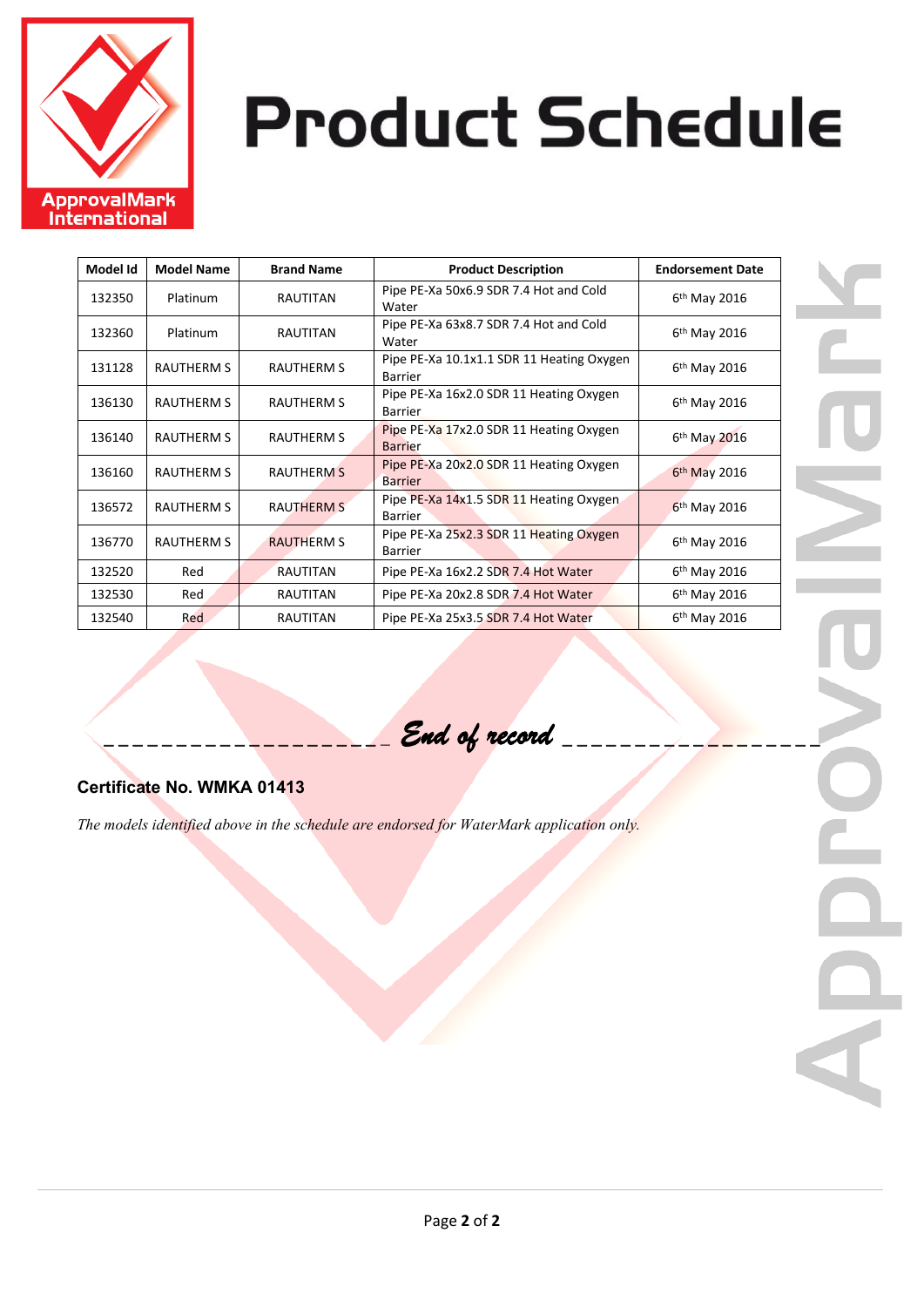# Product Schedule

| Model Id | Model Name | Brand Name | Product Description | Endorsement Date |
|---|---|---|---|---|
| 132350 | Platinum | RAUTITAN | Pipe PE-Xa 50x6.9 SDR 7.4 Hot and Cold Water | 6th May 2016 |
| 132360 | Platinum | RAUTITAN | Pipe PE-Xa 63x8.7 SDR 7.4 Hot and Cold Water | 6th May 2016 |
| 131128 | RAUTHERM S | RAUTHERM S | Pipe PE-Xa 10.1x1.1 SDR 11 Heating Oxygen Barrier | 6th May 2016 |
| 136130 | RAUTHERM S | RAUTHERM S | Pipe PE-Xa 16x2.0 SDR 11 Heating Oxygen Barrier | 6th May 2016 |
| 136140 | RAUTHERM S | RAUTHERM S | Pipe PE-Xa 17x2.0 SDR 11 Heating Oxygen Barrier | 6th May 2016 |
| 136160 | RAUTHERM S | RAUTHERM S | Pipe PE-Xa 20x2.0 SDR 11 Heating Oxygen Barrier | 6th May 2016 |
| 136572 | RAUTHERM S | RAUTHERM S | Pipe PE-Xa 14x1.5 SDR 11 Heating Oxygen Barrier | 6th May 2016 |
| 136770 | RAUTHERM S | RAUTHERM S | Pipe PE-Xa 25x2.3 SDR 11 Heating Oxygen Barrier | 6th May 2016 |
| 132520 | Red | RAUTITAN | Pipe PE-Xa 16x2.2 SDR 7.4 Hot Water | 6th May 2016 |
| 132530 | Red | RAUTITAN | Pipe PE-Xa 20x2.8 SDR 7.4 Hot Water | 6th May 2016 |
| 132540 | Red | RAUTITAN | Pipe PE-Xa 25x3.5 SDR 7.4 Hot Water | 6th May 2016 |

*End of record*

**Certificate No. WMKA 01413**

*The models identified above in the schedule are endorsed for WaterMark application only.*